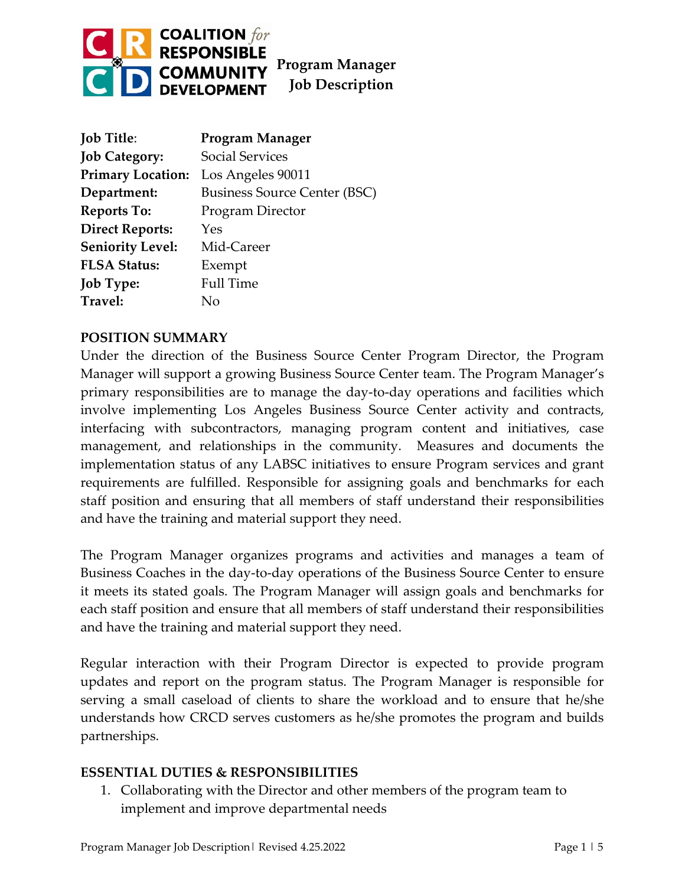**COALITION for RESPONSIBLE COMMUNITY DEVELOPMENT**

# Program Manager Job Description

| | |
|---|---|
| **Job Title**: | **Program Manager** |
| **Job Category:** | Social Services |
| **Primary Location:** | Los Angeles 90011 |
| **Department:** | Business Source Center (BSC) |
| **Reports To:** | Program Director |
| **Direct Reports:** | Yes |
| **Seniority Level:** | Mid-Career |
| **FLSA Status:** | Exempt |
| **Job Type:** | Full Time |
| **Travel:** | No |

## POSITION SUMMARY

Under the direction of the Business Source Center Program Director, the Program Manager will support a growing Business Source Center team. The Program Manager's primary responsibilities are to manage the day-to-day operations and facilities which involve implementing Los Angeles Business Source Center activity and contracts, interfacing with subcontractors, managing program content and initiatives, case management, and relationships in the community. Measures and documents the implementation status of any LABSC initiatives to ensure Program services and grant requirements are fulfilled. Responsible for assigning goals and benchmarks for each staff position and ensuring that all members of staff understand their responsibilities and have the training and material support they need.

The Program Manager organizes programs and activities and manages a team of Business Coaches in the day-to-day operations of the Business Source Center to ensure it meets its stated goals. The Program Manager will assign goals and benchmarks for each staff position and ensure that all members of staff understand their responsibilities and have the training and material support they need.

Regular interaction with their Program Director is expected to provide program updates and report on the program status. The Program Manager is responsible for serving a small caseload of clients to share the workload and to ensure that he/she understands how CRCD serves customers as he/she promotes the program and builds partnerships.

## ESSENTIAL DUTIES & RESPONSIBILITIES

1. Collaborating with the Director and other members of the program team to implement and improve departmental needs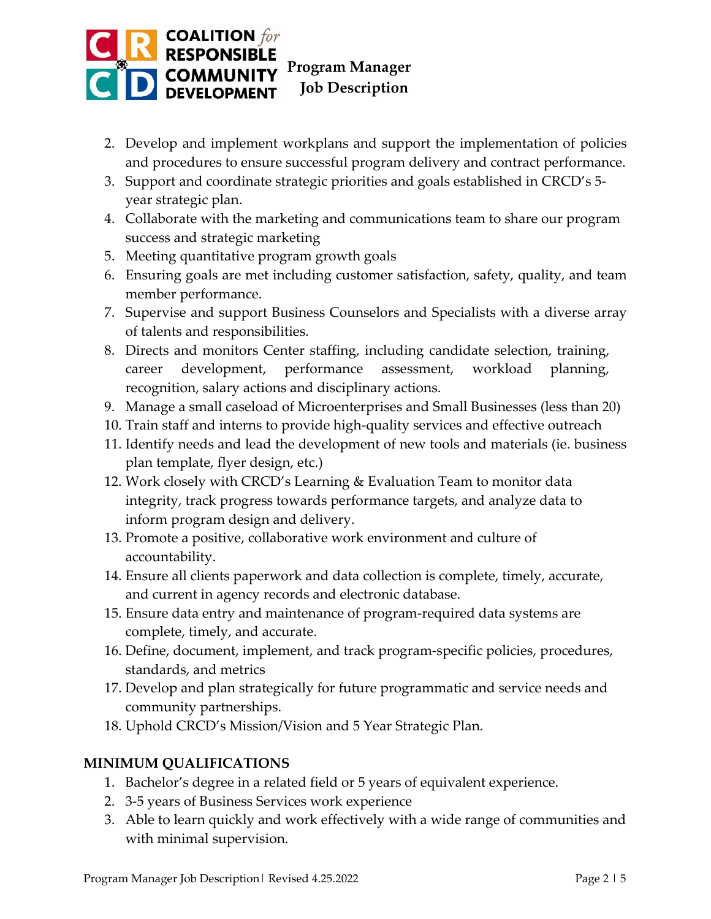2. Develop and implement workplans and support the implementation of policies and procedures to ensure successful program delivery and contract performance.
3. Support and coordinate strategic priorities and goals established in CRCD's 5-year strategic plan.
4. Collaborate with the marketing and communications team to share our program success and strategic marketing
5. Meeting quantitative program growth goals
6. Ensuring goals are met including customer satisfaction, safety, quality, and team member performance.
7. Supervise and support Business Counselors and Specialists with a diverse array of talents and responsibilities.
8. Directs and monitors Center staffing, including candidate selection, training, career development, performance assessment, workload planning, recognition, salary actions and disciplinary actions.
9. Manage a small caseload of Microenterprises and Small Businesses (less than 20)
10. Train staff and interns to provide high-quality services and effective outreach
11. Identify needs and lead the development of new tools and materials (ie. business plan template, flyer design, etc.)
12. Work closely with CRCD's Learning & Evaluation Team to monitor data integrity, track progress towards performance targets, and analyze data to inform program design and delivery.
13. Promote a positive, collaborative work environment and culture of accountability.
14. Ensure all clients paperwork and data collection is complete, timely, accurate, and current in agency records and electronic database.
15. Ensure data entry and maintenance of program-required data systems are complete, timely, and accurate.
16. Define, document, implement, and track program-specific policies, procedures, standards, and metrics
17. Develop and plan strategically for future programmatic and service needs and community partnerships.
18. Uphold CRCD's Mission/Vision and 5 Year Strategic Plan.

## MINIMUM QUALIFICATIONS

1. Bachelor's degree in a related field or 5 years of equivalent experience.
2. 3-5 years of Business Services work experience
3. Able to learn quickly and work effectively with a wide range of communities and with minimal supervision.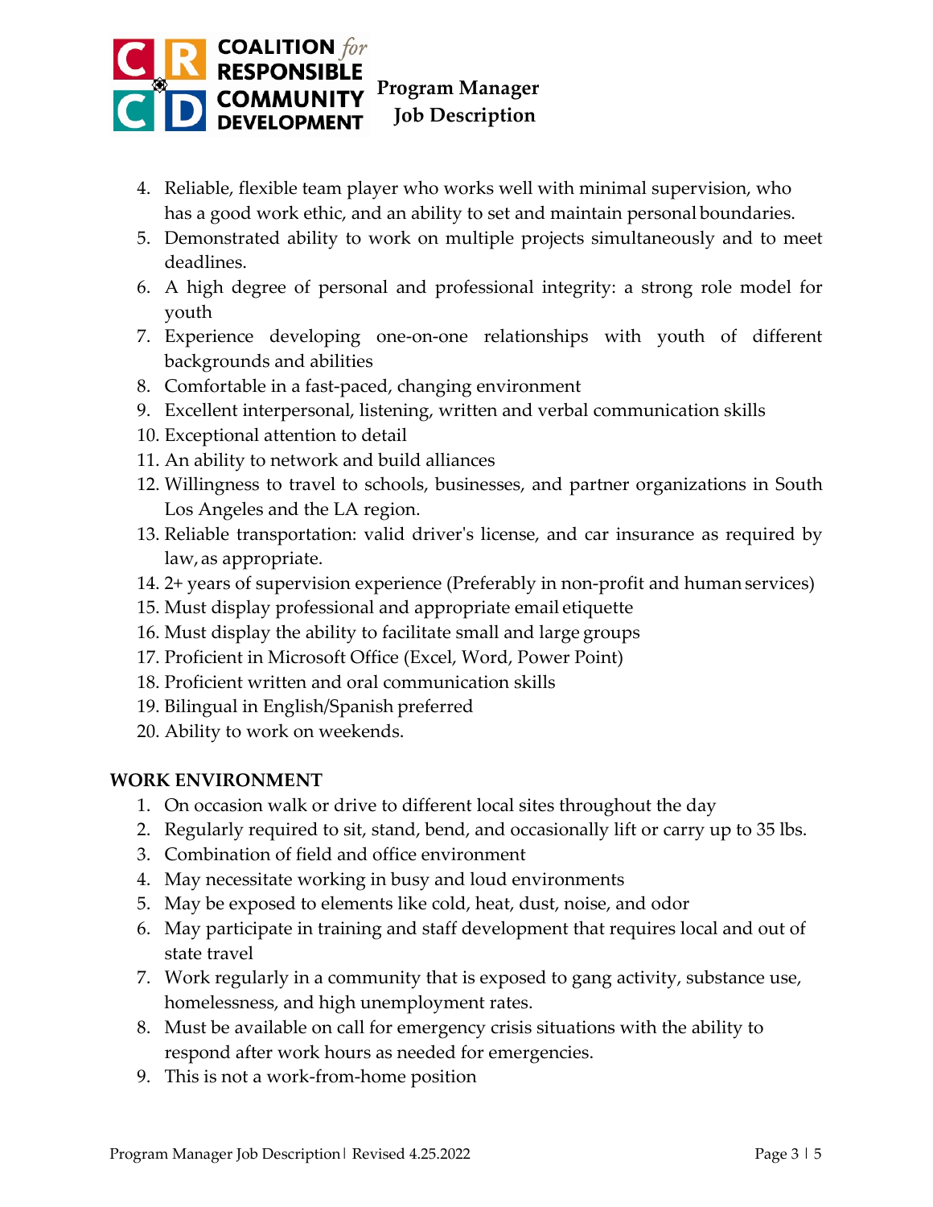4. Reliable, flexible team player who works well with minimal supervision, who has a good work ethic, and an ability to set and maintain personal boundaries.
5. Demonstrated ability to work on multiple projects simultaneously and to meet deadlines.
6. A high degree of personal and professional integrity: a strong role model for youth
7. Experience developing one-on-one relationships with youth of different backgrounds and abilities
8. Comfortable in a fast-paced, changing environment
9. Excellent interpersonal, listening, written and verbal communication skills
10. Exceptional attention to detail
11. An ability to network and build alliances
12. Willingness to travel to schools, businesses, and partner organizations in South Los Angeles and the LA region.
13. Reliable transportation: valid driver's license, and car insurance as required by law, as appropriate.
14. 2+ years of supervision experience (Preferably in non-profit and human services)
15. Must display professional and appropriate email etiquette
16. Must display the ability to facilitate small and large groups
17. Proficient in Microsoft Office (Excel, Word, Power Point)
18. Proficient written and oral communication skills
19. Bilingual in English/Spanish preferred
20. Ability to work on weekends.

**WORK ENVIRONMENT**

1. On occasion walk or drive to different local sites throughout the day
2. Regularly required to sit, stand, bend, and occasionally lift or carry up to 35 lbs.
3. Combination of field and office environment
4. May necessitate working in busy and loud environments
5. May be exposed to elements like cold, heat, dust, noise, and odor
6. May participate in training and staff development that requires local and out of state travel
7. Work regularly in a community that is exposed to gang activity, substance use, homelessness, and high unemployment rates.
8. Must be available on call for emergency crisis situations with the ability to respond after work hours as needed for emergencies.
9. This is not a work-from-home position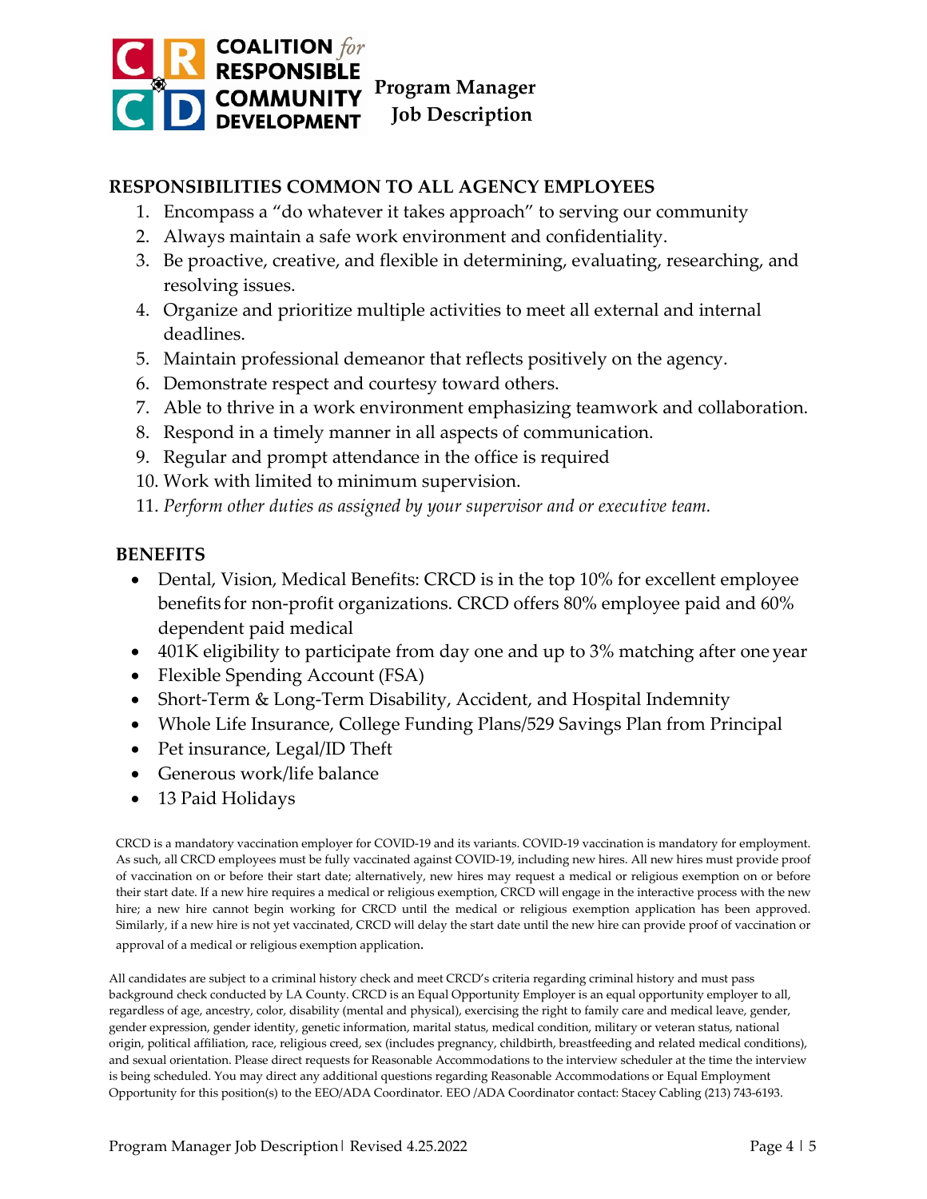## RESPONSIBILITIES COMMON TO ALL AGENCY EMPLOYEES

1. Encompass a "do whatever it takes approach" to serving our community
2. Always maintain a safe work environment and confidentiality.
3. Be proactive, creative, and flexible in determining, evaluating, researching, and resolving issues.
4. Organize and prioritize multiple activities to meet all external and internal deadlines.
5. Maintain professional demeanor that reflects positively on the agency.
6. Demonstrate respect and courtesy toward others.
7. Able to thrive in a work environment emphasizing teamwork and collaboration.
8. Respond in a timely manner in all aspects of communication.
9. Regular and prompt attendance in the office is required
10. Work with limited to minimum supervision.
11. *Perform other duties as assigned by your supervisor and or executive team.*

## BENEFITS

- Dental, Vision, Medical Benefits: CRCD is in the top 10% for excellent employee benefits for non-profit organizations. CRCD offers 80% employee paid and 60% dependent paid medical
- 401K eligibility to participate from day one and up to 3% matching after one year
- Flexible Spending Account (FSA)
- Short-Term & Long-Term Disability, Accident, and Hospital Indemnity
- Whole Life Insurance, College Funding Plans/529 Savings Plan from Principal
- Pet insurance, Legal/ID Theft
- Generous work/life balance
- 13 Paid Holidays

CRCD is a mandatory vaccination employer for COVID-19 and its variants. COVID-19 vaccination is mandatory for employment. As such, all CRCD employees must be fully vaccinated against COVID-19, including new hires. All new hires must provide proof of vaccination on or before their start date; alternatively, new hires may request a medical or religious exemption on or before their start date. If a new hire requires a medical or religious exemption, CRCD will engage in the interactive process with the new hire; a new hire cannot begin working for CRCD until the medical or religious exemption application has been approved. Similarly, if a new hire is not yet vaccinated, CRCD will delay the start date until the new hire can provide proof of vaccination or approval of a medical or religious exemption application.

All candidates are subject to a criminal history check and meet CRCD's criteria regarding criminal history and must pass background check conducted by LA County. CRCD is an Equal Opportunity Employer is an equal opportunity employer to all, regardless of age, ancestry, color, disability (mental and physical), exercising the right to family care and medical leave, gender, gender expression, gender identity, genetic information, marital status, medical condition, military or veteran status, national origin, political affiliation, race, religious creed, sex (includes pregnancy, childbirth, breastfeeding and related medical conditions), and sexual orientation. Please direct requests for Reasonable Accommodations to the interview scheduler at the time the interview is being scheduled. You may direct any additional questions regarding Reasonable Accommodations or Equal Employment Opportunity for this position(s) to the EEO/ADA Coordinator. EEO /ADA Coordinator contact: Stacey Cabling (213) 743-6193.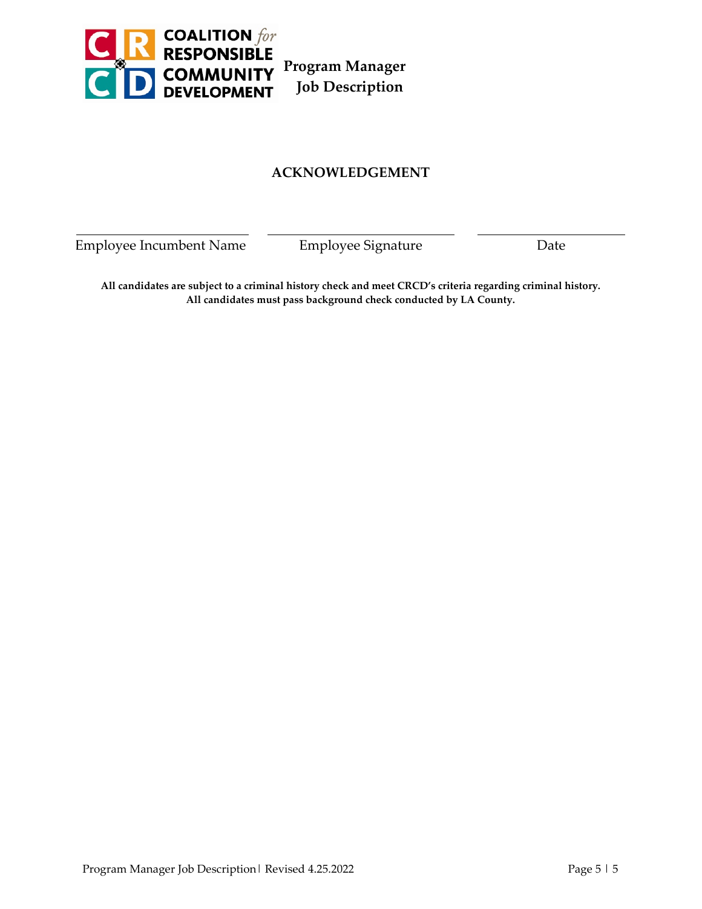## ACKNOWLEDGEMENT

| | | |
|---|---|---|
| Employee Incumbent Name | Employee Signature | Date |

**All candidates are subject to a criminal history check and meet CRCD's criteria regarding criminal history. All candidates must pass background check conducted by LA County.**